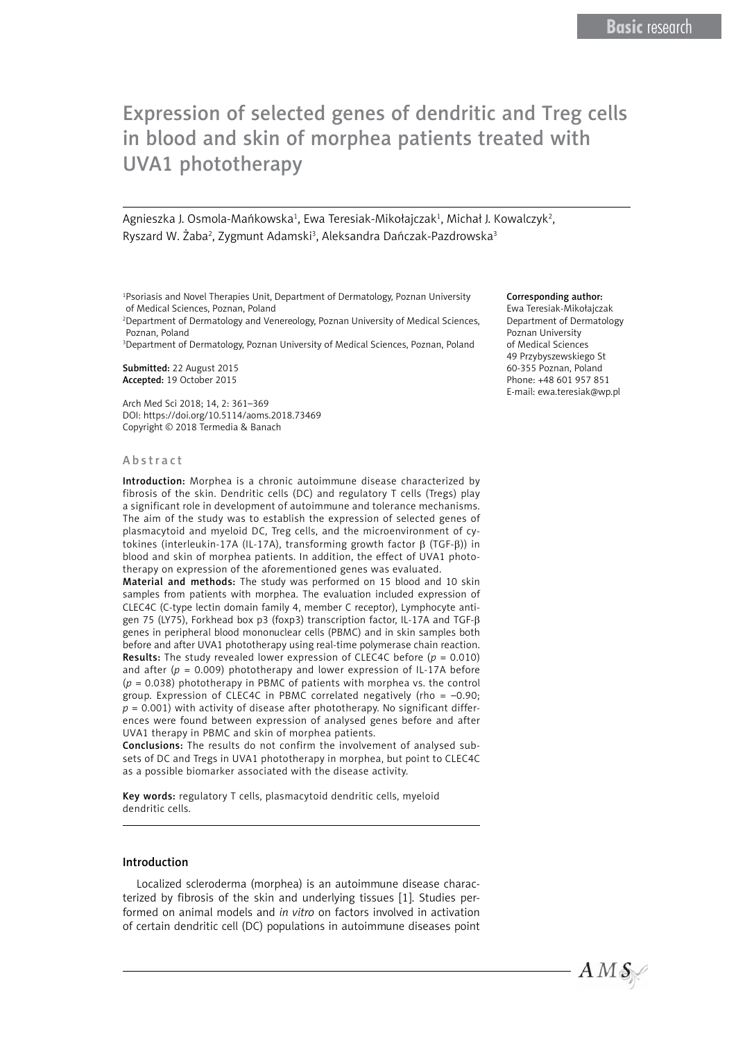Basic research

# Expression of selected genes of dendritic and Treg cells in blood and skin of morphea patients treated with UVA1 phototherapy

Agnieszka J. Osmola-Mańkowska[1], Ewa Teresiak-Mikołajczak[1], Michał J. Kowalczyk[2], Ryszard W. Żaba[2], Zygmunt Adamski[3], Aleksandra Dańczak-Pazdrowska[3]

[1]Psoriasis and Novel Therapies Unit, Department of Dermatology, Poznan University of Medical Sciences, Poznan, Poland
[2]Department of Dermatology and Venereology, Poznan University of Medical Sciences, Poznan, Poland
[3]Department of Dermatology, Poznan University of Medical Sciences, Poznan, Poland

**Submitted:** 22 August 2015
**Accepted:** 19 October 2015

Arch Med Sci 2018; 14, 2: 361–369
DOI: https://doi.org/10.5114/aoms.2018.73469
Copyright © 2018 Termedia & Banach

**Corresponding author:**
Ewa Teresiak-Mikołajczak
Department of Dermatology
Poznan University of Medical Sciences
49 Przybyszewskiego St
60-355 Poznan, Poland
Phone: +48 601 957 851
E-mail: ewa.teresiak@wp.pl

## Abstract

**Introduction:** Morphea is a chronic autoimmune disease characterized by fibrosis of the skin. Dendritic cells (DC) and regulatory T cells (Tregs) play a significant role in development of autoimmune and tolerance mechanisms. The aim of the study was to establish the expression of selected genes of plasmacytoid and myeloid DC, Treg cells, and the microenvironment of cytokines (interleukin-17A (IL-17A), transforming growth factor β (TGF-β)) in blood and skin of morphea patients. In addition, the effect of UVA1 phototherapy on expression of the aforementioned genes was evaluated.

**Material and methods:** The study was performed on 15 blood and 10 skin samples from patients with morphea. The evaluation included expression of CLEC4C (C-type lectin domain family 4, member C receptor), Lymphocyte antigen 75 (LY75), Forkhead box p3 (foxp3) transcription factor, IL-17A and TGF-β genes in peripheral blood mononuclear cells (PBMC) and in skin samples both before and after UVA1 phototherapy using real-time polymerase chain reaction.

**Results:** The study revealed lower expression of CLEC4C before ($p = 0.010$) and after ($p = 0.009$) phototherapy and lower expression of IL-17A before ($p = 0.038$) phototherapy in PBMC of patients with morphea vs. the control group. Expression of CLEC4C in PBMC correlated negatively (rho = –0.90; $p = 0.001$) with activity of disease after phototherapy. No significant differences were found between expression of analysed genes before and after UVA1 therapy in PBMC and skin of morphea patients.

**Conclusions:** The results do not confirm the involvement of analysed subsets of DC and Tregs in UVA1 phototherapy in morphea, but point to CLEC4C as a possible biomarker associated with the disease activity.

**Key words:** regulatory T cells, plasmacytoid dendritic cells, myeloid dendritic cells.

## Introduction

Localized scleroderma (morphea) is an autoimmune disease characterized by fibrosis of the skin and underlying tissues [1]. Studies performed on animal models and *in vitro* on factors involved in activation of certain dendritic cell (DC) populations in autoimmune diseases point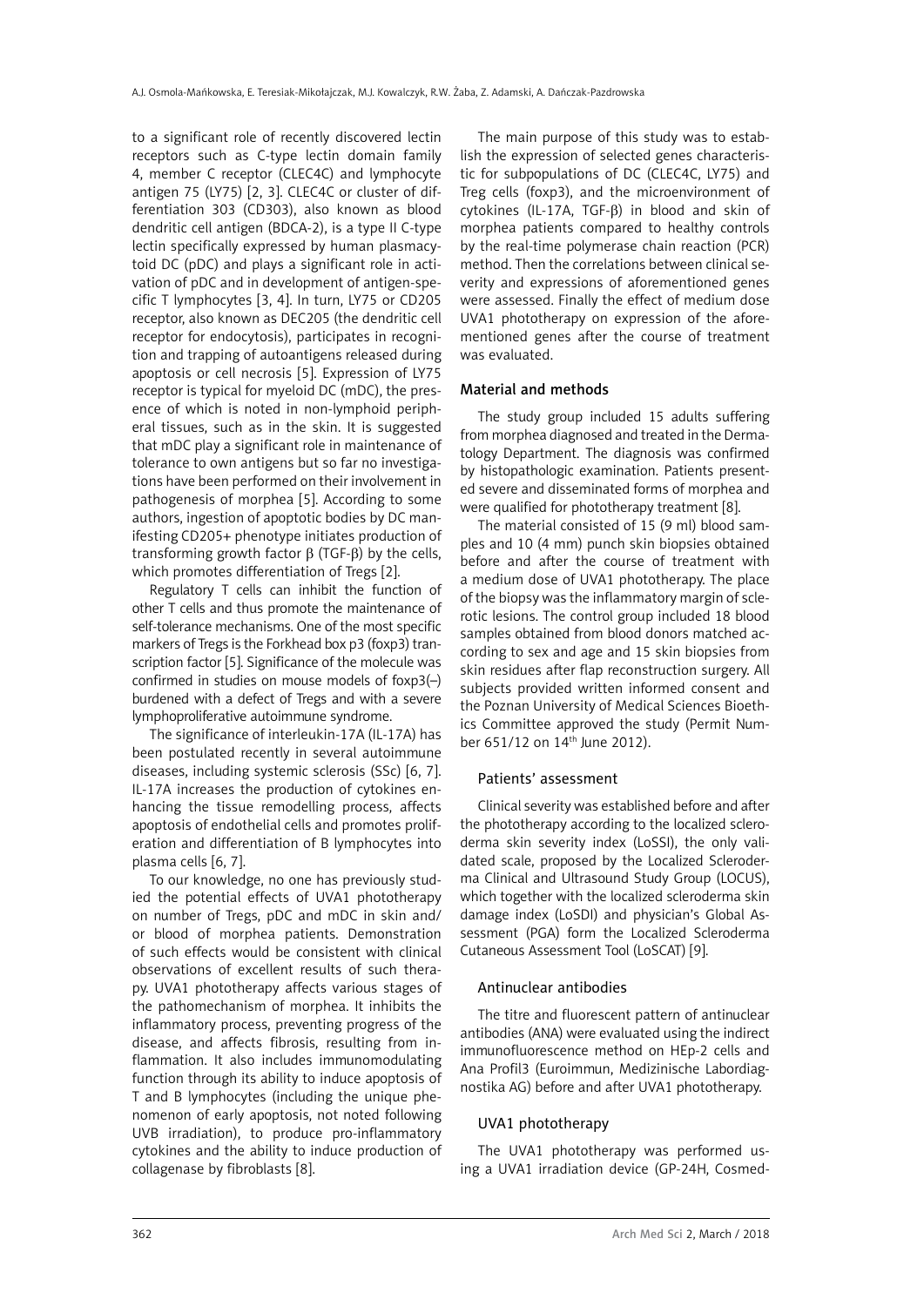to a significant role of recently discovered lectin receptors such as C-type lectin domain family 4, member C receptor (CLEC4C) and lymphocyte antigen 75 (LY75) [2, 3]. CLEC4C or cluster of differentiation 303 (CD303), also known as blood dendritic cell antigen (BDCA-2), is a type II C-type lectin specifically expressed by human plasmacytoid DC (pDC) and plays a significant role in activation of pDC and in development of antigen-specific T lymphocytes [3, 4]. In turn, LY75 or CD205 receptor, also known as DEC205 (the dendritic cell receptor for endocytosis), participates in recognition and trapping of autoantigens released during apoptosis or cell necrosis [5]. Expression of LY75 receptor is typical for myeloid DC (mDC), the presence of which is noted in non-lymphoid peripheral tissues, such as in the skin. It is suggested that mDC play a significant role in maintenance of tolerance to own antigens but so far no investigations have been performed on their involvement in pathogenesis of morphea [5]. According to some authors, ingestion of apoptotic bodies by DC manifesting CD205+ phenotype initiates production of transforming growth factor β (TGF-β) by the cells, which promotes differentiation of Tregs [2].

Regulatory T cells can inhibit the function of other T cells and thus promote the maintenance of self-tolerance mechanisms. One of the most specific markers of Tregs is the Forkhead box p3 (foxp3) transcription factor [5]. Significance of the molecule was confirmed in studies on mouse models of foxp3(–) burdened with a defect of Tregs and with a severe lymphoproliferative autoimmune syndrome.

The significance of interleukin-17A (IL-17A) has been postulated recently in several autoimmune diseases, including systemic sclerosis (SSc) [6, 7]. IL-17A increases the production of cytokines enhancing the tissue remodelling process, affects apoptosis of endothelial cells and promotes proliferation and differentiation of B lymphocytes into plasma cells [6, 7].

To our knowledge, no one has previously studied the potential effects of UVA1 phototherapy on number of Tregs, pDC and mDC in skin and/or blood of morphea patients. Demonstration of such effects would be consistent with clinical observations of excellent results of such therapy. UVA1 phototherapy affects various stages of the pathomechanism of morphea. It inhibits the inflammatory process, preventing progress of the disease, and affects fibrosis, resulting from inflammation. It also includes immunomodulating function through its ability to induce apoptosis of T and B lymphocytes (including the unique phenomenon of early apoptosis, not noted following UVB irradiation), to produce pro-inflammatory cytokines and the ability to induce production of collagenase by fibroblasts [8].

The main purpose of this study was to establish the expression of selected genes characteristic for subpopulations of DC (CLEC4C, LY75) and Treg cells (foxp3), and the microenvironment of cytokines (IL-17A, TGF-β) in blood and skin of morphea patients compared to healthy controls by the real-time polymerase chain reaction (PCR) method. Then the correlations between clinical severity and expressions of aforementioned genes were assessed. Finally the effect of medium dose UVA1 phototherapy on expression of the aforementioned genes after the course of treatment was evaluated.

## Material and methods

The study group included 15 adults suffering from morphea diagnosed and treated in the Dermatology Department. The diagnosis was confirmed by histopathologic examination. Patients presented severe and disseminated forms of morphea and were qualified for phototherapy treatment [8].

The material consisted of 15 (9 ml) blood samples and 10 (4 mm) punch skin biopsies obtained before and after the course of treatment with a medium dose of UVA1 phototherapy. The place of the biopsy was the inflammatory margin of sclerotic lesions. The control group included 18 blood samples obtained from blood donors matched according to sex and age and 15 skin biopsies from skin residues after flap reconstruction surgery. All subjects provided written informed consent and the Poznan University of Medical Sciences Bioethics Committee approved the study (Permit Number 651/12 on 14th June 2012).

### Patients' assessment

Clinical severity was established before and after the phototherapy according to the localized scleroderma skin severity index (LoSSI), the only validated scale, proposed by the Localized Scleroderma Clinical and Ultrasound Study Group (LOCUS), which together with the localized scleroderma skin damage index (LoSDI) and physician's Global Assessment (PGA) form the Localized Scleroderma Cutaneous Assessment Tool (LoSCAT) [9].

### Antinuclear antibodies

The titre and fluorescent pattern of antinuclear antibodies (ANA) were evaluated using the indirect immunofluorescence method on HEp-2 cells and Ana Profil3 (Euroimmun, Medizinische Labordiagnostika AG) before and after UVA1 phototherapy.

### UVA1 phototherapy

The UVA1 phototherapy was performed using a UVA1 irradiation device (GP-24H, Cosmed-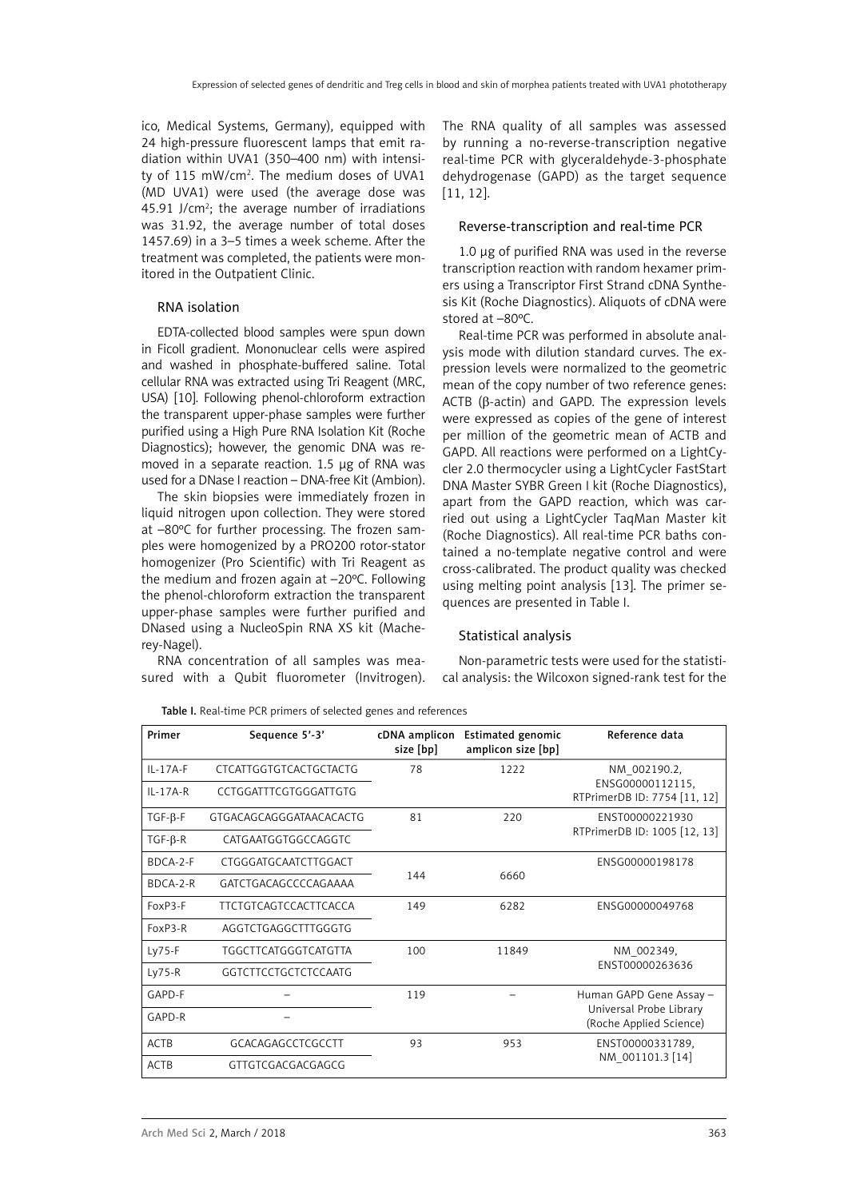ico, Medical Systems, Germany), equipped with 24 high-pressure fluorescent lamps that emit radiation within UVA1 (350–400 nm) with intensity of 115 mW/cm$^2$. The medium doses of UVA1 (MD UVA1) were used (the average dose was 45.91 J/cm$^2$; the average number of irradiations was 31.92, the average number of total doses 1457.69) in a 3–5 times a week scheme. After the treatment was completed, the patients were monitored in the Outpatient Clinic.

### RNA isolation

EDTA-collected blood samples were spun down in Ficoll gradient. Mononuclear cells were aspired and washed in phosphate-buffered saline. Total cellular RNA was extracted using Tri Reagent (MRC, USA) [10]. Following phenol-chloroform extraction the transparent upper-phase samples were further purified using a High Pure RNA Isolation Kit (Roche Diagnostics); however, the genomic DNA was removed in a separate reaction. 1.5 µg of RNA was used for a DNase I reaction – DNA-free Kit (Ambion).

The skin biopsies were immediately frozen in liquid nitrogen upon collection. They were stored at –80°C for further processing. The frozen samples were homogenized by a PRO200 rotor-stator homogenizer (Pro Scientific) with Tri Reagent as the medium and frozen again at –20°C. Following the phenol-chloroform extraction the transparent upper-phase samples were further purified and DNased using a NucleoSpin RNA XS kit (Macherey-Nagel).

RNA concentration of all samples was measured with a Qubit fluorometer (Invitrogen). The RNA quality of all samples was assessed by running a no-reverse-transcription negative real-time PCR with glyceraldehyde-3-phosphate dehydrogenase (GAPD) as the target sequence [11, 12].

### Reverse-transcription and real-time PCR

1.0 µg of purified RNA was used in the reverse transcription reaction with random hexamer primers using a Transcriptor First Strand cDNA Synthesis Kit (Roche Diagnostics). Aliquots of cDNA were stored at –80°C.

Real-time PCR was performed in absolute analysis mode with dilution standard curves. The expression levels were normalized to the geometric mean of the copy number of two reference genes: ACTB (β-actin) and GAPD. The expression levels were expressed as copies of the gene of interest per million of the geometric mean of ACTB and GAPD. All reactions were performed on a LightCycler 2.0 thermocycler using a LightCycler FastStart DNA Master SYBR Green I kit (Roche Diagnostics), apart from the GAPD reaction, which was carried out using a LightCycler TaqMan Master kit (Roche Diagnostics). All real-time PCR baths contained a no-template negative control and were cross-calibrated. The product quality was checked using melting point analysis [13]. The primer sequences are presented in Table I.

### Statistical analysis

Non-parametric tests were used for the statistical analysis: the Wilcoxon signed-rank test for the

**Table I.** Real-time PCR primers of selected genes and references

| Primer | Sequence 5'-3' | cDNA amplicon size [bp] | Estimated genomic amplicon size [bp] | Reference data |
|---|---|---|---|---|
| IL-17A-F | CTCATTGGTGTCACTGCTACTG | 78 | 1222 | NM_002190.2, ENSG00000112115, RTPrimerDB ID: 7754 [11, 12] |
| IL-17A-R | CCTGGATTTCGTGGGATTGTG | | | |
| TGF-β-F | GTGACAGCAGGGATAACACACTG | 81 | 220 | ENST00000221930 RTPrimerDB ID: 1005 [12, 13] |
| TGF-β-R | CATGAATGGTGGCCAGGTC | | | |
| BDCA-2-F | CTGGGATGCAATCTTGGACT | 144 | 6660 | ENSG00000198178 |
| BDCA-2-R | GATCTGACAGCCCCAGAAAA | | | |
| FoxP3-F | TTCTGTCAGTCCACTTCACCA | 149 | 6282 | ENSG00000049768 |
| FoxP3-R | AGGTCTGAGGCTTTGGGTG | | | |
| Ly75-F | TGGCTTCATGGGTCATGTTA | 100 | 11849 | NM_002349, ENST00000263636 |
| Ly75-R | GGTCTTCCTGCTCTCCAATG | | | |
| GAPD-F | – | 119 | – | Human GAPD Gene Assay – Universal Probe Library (Roche Applied Science) |
| GAPD-R | – | | | |
| ACTB | GCACAGAGCCTCGCCTT | 93 | 953 | ENST00000331789, NM_001101.3 [14] |
| ACTB | GTTGTCGACGACGAGCG | | | |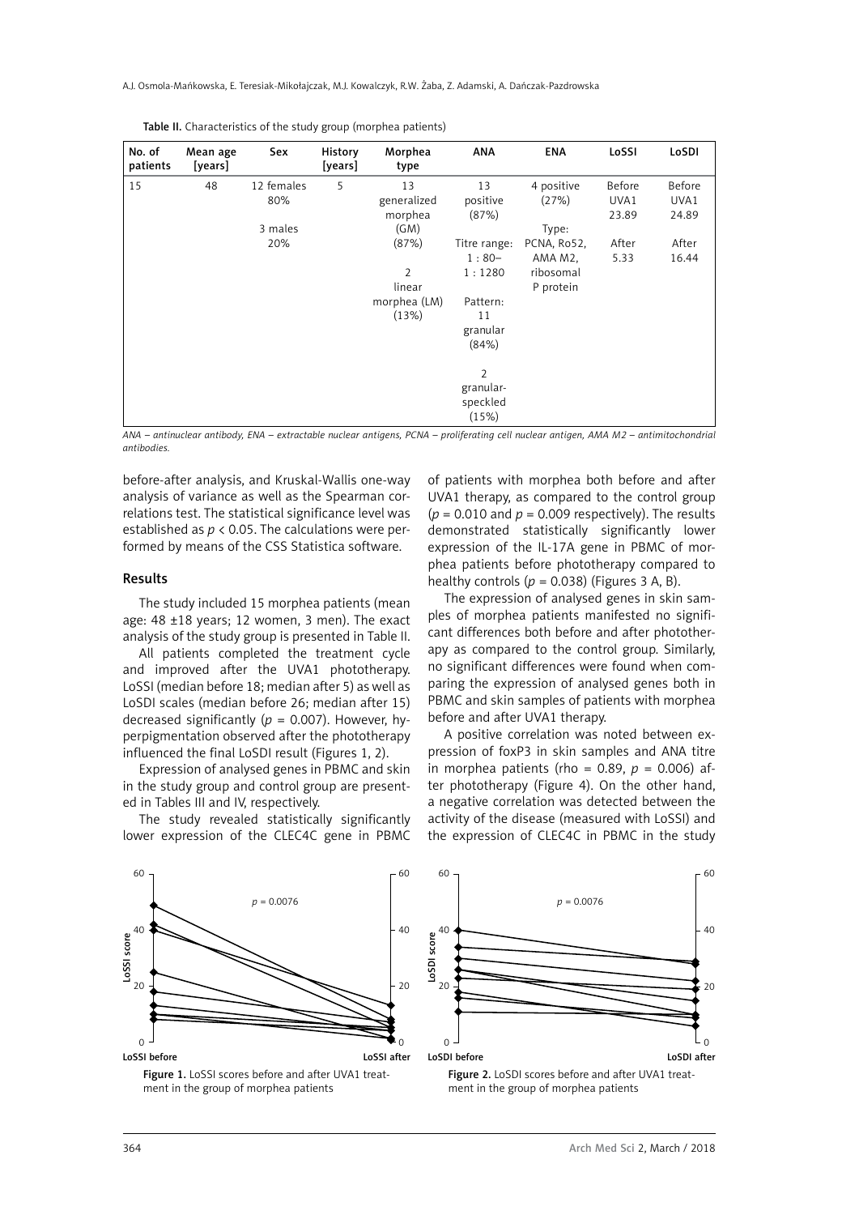Table II. Characteristics of the study group (morphea patients)

| No. of patients | Mean age [years] | Sex | History [years] | Morphea type | ANA | ENA | LoSSI | LoSDI |
|---|---|---|---|---|---|---|---|---|
| 15 | 48 | 12 females 80%<br><br>3 males 20% | 5 | 13 generalized morphea (GM) (87%)<br><br>2 linear morphea (LM) (13%) | 13 positive (87%)<br><br>Titre range: 1 : 80– 1 : 1280<br><br>Pattern: 11 granular (84%)<br><br>2 granular-speckled (15%) | 4 positive (27%)<br><br>Type: PCNA, Ro52, AMA M2, ribosomal P protein | Before UVA1 23.89<br><br>After 5.33 | Before UVA1 24.89<br><br>After 16.44 |

*ANA – antinuclear antibody, ENA – extractable nuclear antigens, PCNA – proliferating cell nuclear antigen, AMA M2 – antimitochondrial antibodies.*

before-after analysis, and Kruskal-Wallis one-way analysis of variance as well as the Spearman correlations test. The statistical significance level was established as $p < 0.05$. The calculations were performed by means of the CSS Statistica software.

## Results

The study included 15 morphea patients (mean age: 48 ±18 years; 12 women, 3 men). The exact analysis of the study group is presented in Table II.

All patients completed the treatment cycle and improved after the UVA1 phototherapy. LoSSI (median before 18; median after 5) as well as LoSDI scales (median before 26; median after 15) decreased significantly ($p = 0.007$). However, hyperpigmentation observed after the phototherapy influenced the final LoSDI result (Figures 1, 2).

Expression of analysed genes in PBMC and skin in the study group and control group are presented in Tables III and IV, respectively.

The study revealed statistically significantly lower expression of the CLEC4C gene in PBMC of patients with morphea both before and after UVA1 therapy, as compared to the control group ($p = 0.010$ and $p = 0.009$ respectively). The results demonstrated statistically significantly lower expression of the IL-17A gene in PBMC of morphea patients before phototherapy compared to healthy controls ($p = 0.038$) (Figures 3 A, B).

The expression of analysed genes in skin samples of morphea patients manifested no significant differences both before and after phototherapy as compared to the control group. Similarly, no significant differences were found when comparing the expression of analysed genes both in PBMC and skin samples of patients with morphea before and after UVA1 therapy.

A positive correlation was noted between expression of foxP3 in skin samples and ANA titre in morphea patients (rho = 0.89, $p = 0.006$) after phototherapy (Figure 4). On the other hand, a negative correlation was detected between the activity of the disease (measured with LoSSI) and the expression of CLEC4C in PBMC in the study

Figure 1. LoSSI scores before and after UVA1 treatment in the group of morphea patients

Figure 2. LoSDI scores before and after UVA1 treatment in the group of morphea patients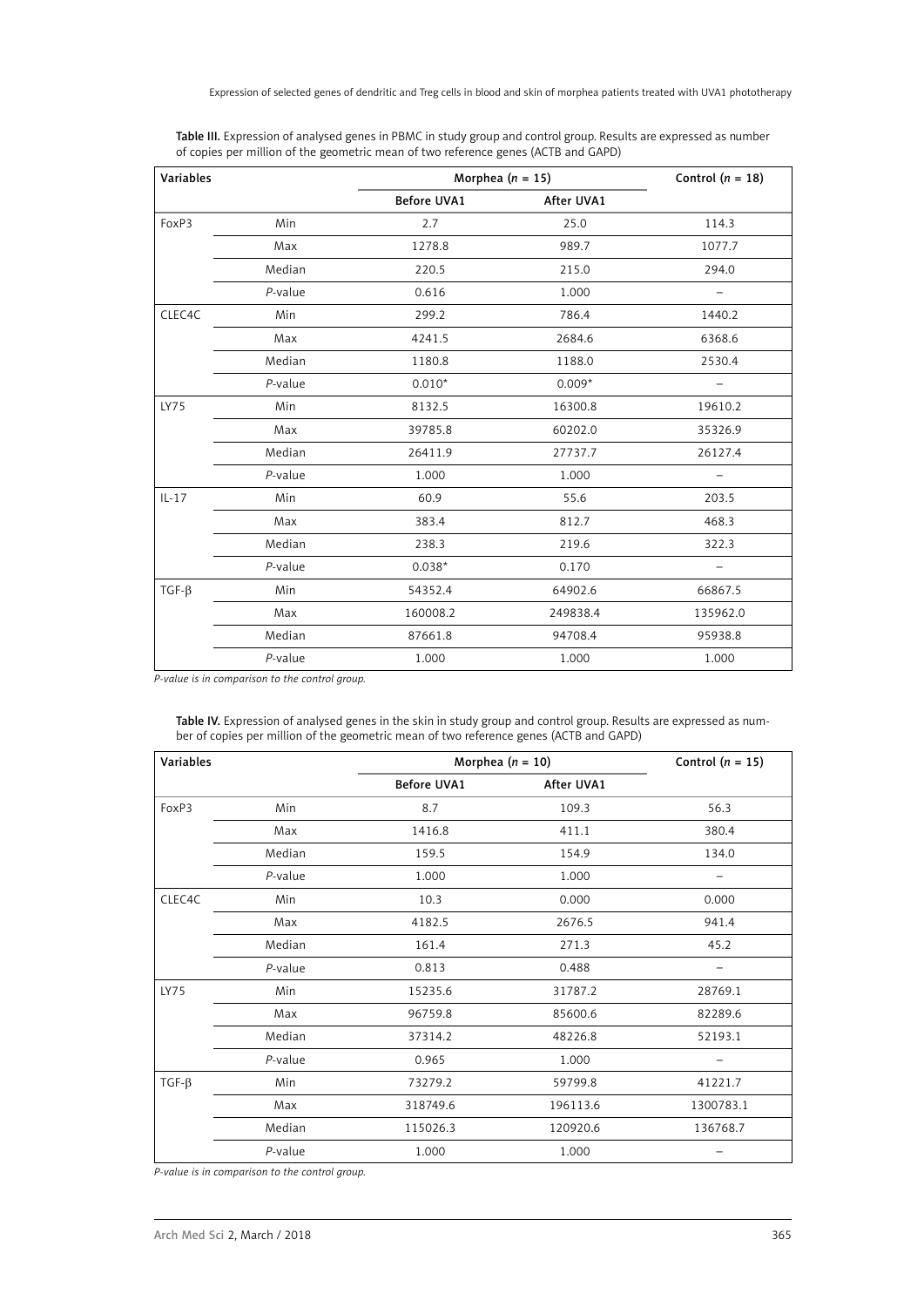**Table III.** Expression of analysed genes in PBMC in study group and control group. Results are expressed as number of copies per million of the geometric mean of two reference genes (ACTB and GAPD)

| Variables | | Morphea ($n$ = 15) | | Control ($n$ = 18) |
|---|---|---|---|---|
| | | Before UVA1 | After UVA1 | |
| FoxP3 | Min | 2.7 | 25.0 | 114.3 |
| | Max | 1278.8 | 989.7 | 1077.7 |
| | Median | 220.5 | 215.0 | 294.0 |
| | *P*-value | 0.616 | 1.000 | – |
| CLEC4C | Min | 299.2 | 786.4 | 1440.2 |
| | Max | 4241.5 | 2684.6 | 6368.6 |
| | Median | 1180.8 | 1188.0 | 2530.4 |
| | *P*-value | 0.010* | 0.009* | – |
| LY75 | Min | 8132.5 | 16300.8 | 19610.2 |
| | Max | 39785.8 | 60202.0 | 35326.9 |
| | Median | 26411.9 | 27737.7 | 26127.4 |
| | *P*-value | 1.000 | 1.000 | – |
| IL-17 | Min | 60.9 | 55.6 | 203.5 |
| | Max | 383.4 | 812.7 | 468.3 |
| | Median | 238.3 | 219.6 | 322.3 |
| | *P*-value | 0.038* | 0.170 | – |
| TGF-β | Min | 54352.4 | 64902.6 | 66867.5 |
| | Max | 160008.2 | 249838.4 | 135962.0 |
| | Median | 87661.8 | 94708.4 | 95938.8 |
| | *P*-value | 1.000 | 1.000 | 1.000 |

*P-value is in comparison to the control group.*

**Table IV.** Expression of analysed genes in the skin in study group and control group. Results are expressed as number of copies per million of the geometric mean of two reference genes (ACTB and GAPD)

| Variables | | Morphea ($n$ = 10) | | Control ($n$ = 15) |
|---|---|---|---|---|
| | | Before UVA1 | After UVA1 | |
| FoxP3 | Min | 8.7 | 109.3 | 56.3 |
| | Max | 1416.8 | 411.1 | 380.4 |
| | Median | 159.5 | 154.9 | 134.0 |
| | *P*-value | 1.000 | 1.000 | – |
| CLEC4C | Min | 10.3 | 0.000 | 0.000 |
| | Max | 4182.5 | 2676.5 | 941.4 |
| | Median | 161.4 | 271.3 | 45.2 |
| | *P*-value | 0.813 | 0.488 | – |
| LY75 | Min | 15235.6 | 31787.2 | 28769.1 |
| | Max | 96759.8 | 85600.6 | 82289.6 |
| | Median | 37314.2 | 48226.8 | 52193.1 |
| | *P*-value | 0.965 | 1.000 | – |
| TGF-β | Min | 73279.2 | 59799.8 | 41221.7 |
| | Max | 318749.6 | 196113.6 | 1300783.1 |
| | Median | 115026.3 | 120920.6 | 136768.7 |
| | *P*-value | 1.000 | 1.000 | – |

*P-value is in comparison to the control group.*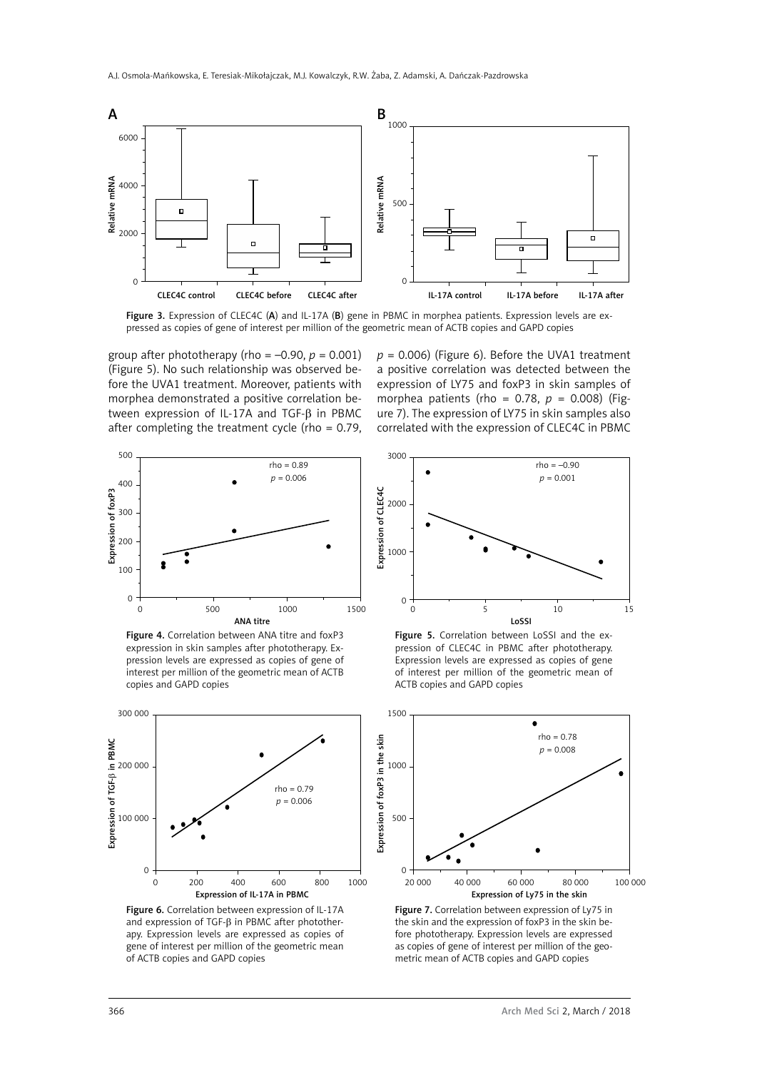Figure 3. Expression of CLEC4C (**A**) and IL-17A (**B**) gene in PBMC in morphea patients. Expression levels are expressed as copies of gene of interest per million of the geometric mean of ACTB copies and GAPD copies

group after phototherapy (rho = –0.90, $p$ = 0.001) (Figure 5). No such relationship was observed before the UVA1 treatment. Moreover, patients with morphea demonstrated a positive correlation between expression of IL-17A and TGF-β in PBMC after completing the treatment cycle (rho = 0.79, $p$ = 0.006) (Figure 6). Before the UVA1 treatment a positive correlation was detected between the expression of LY75 and foxP3 in skin samples of morphea patients (rho = 0.78, $p$ = 0.008) (Figure 7). The expression of LY75 in skin samples also correlated with the expression of CLEC4C in PBMC

Figure 4. Correlation between ANA titre and foxP3 expression in skin samples after phototherapy. Expression levels are expressed as copies of gene of interest per million of the geometric mean of ACTB copies and GAPD copies

Figure 5. Correlation between LoSSI and the expression of CLEC4C in PBMC after phototherapy. Expression levels are expressed as copies of gene of interest per million of the geometric mean of ACTB copies and GAPD copies

Figure 6. Correlation between expression of IL-17A and expression of TGF-β in PBMC after phototherapy. Expression levels are expressed as copies of gene of interest per million of the geometric mean of ACTB copies and GAPD copies

Figure 7. Correlation between expression of Ly75 in the skin and the expression of foxP3 in the skin before phototherapy. Expression levels are expressed as copies of gene of interest per million of the geometric mean of ACTB copies and GAPD copies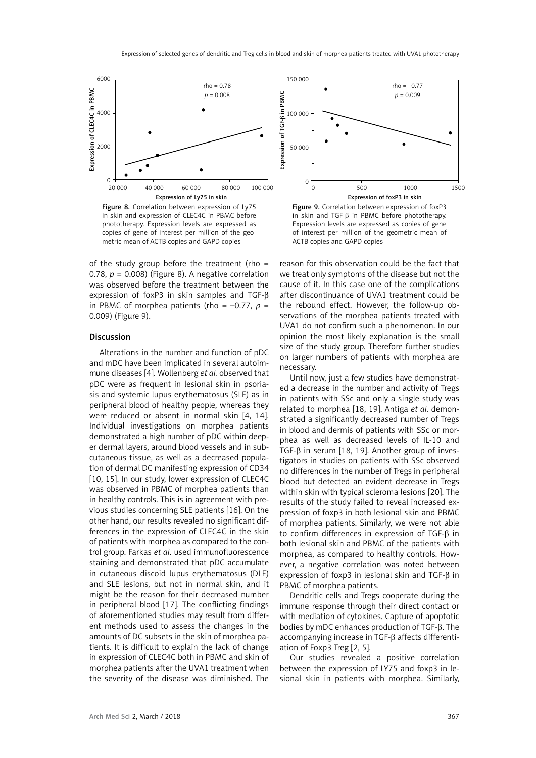Figure 8. Correlation between expression of Ly75 in skin and expression of CLEC4C in PBMC before phototherapy. Expression levels are expressed as copies of gene of interest per million of the geometric mean of ACTB copies and GAPD copies

Figure 9. Correlation between expression of foxP3 in skin and TGF-β in PBMC before phototherapy. Expression levels are expressed as copies of gene of interest per million of the geometric mean of ACTB copies and GAPD copies

of the study group before the treatment (rho = 0.78, $p$ = 0.008) (Figure 8). A negative correlation was observed before the treatment between the expression of foxP3 in skin samples and TGF-β in PBMC of morphea patients (rho = –0.77, $p$ = 0.009) (Figure 9).

## Discussion

Alterations in the number and function of pDC and mDC have been implicated in several autoimmune diseases [4]. Wollenberg *et al.* observed that pDC were as frequent in lesional skin in psoriasis and systemic lupus erythematosus (SLE) as in peripheral blood of healthy people, whereas they were reduced or absent in normal skin [4, 14]. Individual investigations on morphea patients demonstrated a high number of pDC within deeper dermal layers, around blood vessels and in subcutaneous tissue, as well as a decreased population of dermal DC manifesting expression of CD34 [10, 15]. In our study, lower expression of CLEC4C was observed in PBMC of morphea patients than in healthy controls. This is in agreement with previous studies concerning SLE patients [16]. On the other hand, our results revealed no significant differences in the expression of CLEC4C in the skin of patients with morphea as compared to the control group. Farkas *et al*. used immunofluorescence staining and demonstrated that pDC accumulate in cutaneous discoid lupus erythematosus (DLE) and SLE lesions, but not in normal skin, and it might be the reason for their decreased number in peripheral blood [17]. The conflicting findings of aforementioned studies may result from different methods used to assess the changes in the amounts of DC subsets in the skin of morphea patients. It is difficult to explain the lack of change in expression of CLEC4C both in PBMC and skin of morphea patients after the UVA1 treatment when the severity of the disease was diminished. The reason for this observation could be the fact that we treat only symptoms of the disease but not the cause of it. In this case one of the complications after discontinuance of UVA1 treatment could be the rebound effect. However, the follow-up observations of the morphea patients treated with UVA1 do not confirm such a phenomenon. In our opinion the most likely explanation is the small size of the study group. Therefore further studies on larger numbers of patients with morphea are necessary.

Until now, just a few studies have demonstrated a decrease in the number and activity of Tregs in patients with SSc and only a single study was related to morphea [18, 19]. Antiga *et al.* demonstrated a significantly decreased number of Tregs in blood and dermis of patients with SSc or morphea as well as decreased levels of IL-10 and TGF-β in serum [18, 19]. Another group of investigators in studies on patients with SSc observed no differences in the number of Tregs in peripheral blood but detected an evident decrease in Tregs within skin with typical scleroma lesions [20]. The results of the study failed to reveal increased expression of foxp3 in both lesional skin and PBMC of morphea patients. Similarly, we were not able to confirm differences in expression of TGF-β in both lesional skin and PBMC of the patients with morphea, as compared to healthy controls. However, a negative correlation was noted between expression of foxp3 in lesional skin and TGF-β in PBMC of morphea patients.

Dendritic cells and Tregs cooperate during the immune response through their direct contact or with mediation of cytokines. Capture of apoptotic bodies by mDC enhances production of TGF-β. The accompanying increase in TGF-β affects differentiation of Foxp3 Treg [2, 5].

Our studies revealed a positive correlation between the expression of LY75 and foxp3 in lesional skin in patients with morphea. Similarly,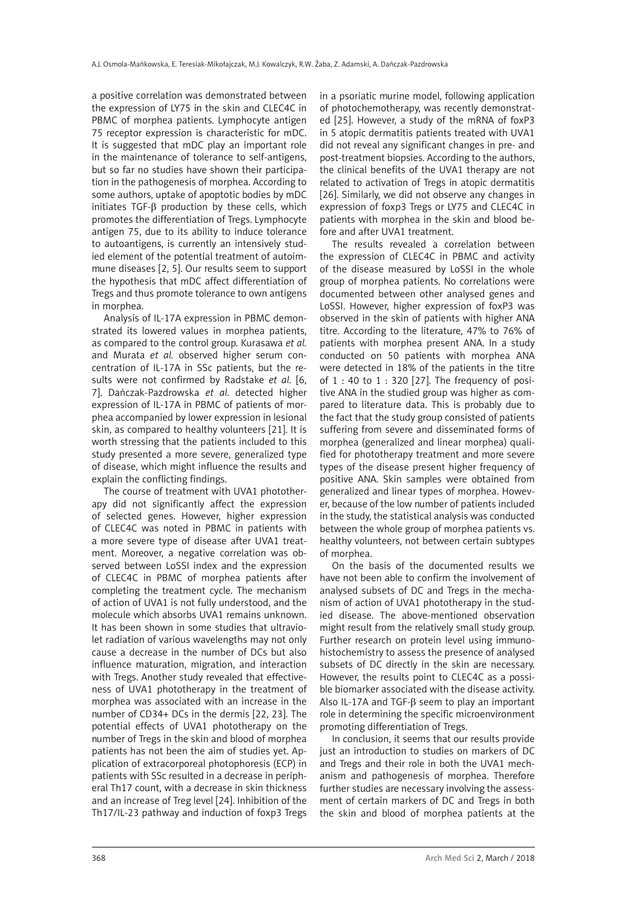a positive correlation was demonstrated between the expression of LY75 in the skin and CLEC4C in PBMC of morphea patients. Lymphocyte antigen 75 receptor expression is characteristic for mDC. It is suggested that mDC play an important role in the maintenance of tolerance to self-antigens, but so far no studies have shown their participation in the pathogenesis of morphea. According to some authors, uptake of apoptotic bodies by mDC initiates TGF-β production by these cells, which promotes the differentiation of Tregs. Lymphocyte antigen 75, due to its ability to induce tolerance to autoantigens, is currently an intensively studied element of the potential treatment of autoimmune diseases [2, 5]. Our results seem to support the hypothesis that mDC affect differentiation of Tregs and thus promote tolerance to own antigens in morphea.

Analysis of IL-17A expression in PBMC demonstrated its lowered values in morphea patients, as compared to the control group. Kurasawa *et al.* and Murata *et al.* observed higher serum concentration of IL-17A in SSc patients, but the results were not confirmed by Radstake *et al.* [6, 7]. Dańczak-Pazdrowska *et al.* detected higher expression of IL-17A in PBMC of patients of morphea accompanied by lower expression in lesional skin, as compared to healthy volunteers [21]. It is worth stressing that the patients included to this study presented a more severe, generalized type of disease, which might influence the results and explain the conflicting findings.

The course of treatment with UVA1 phototherapy did not significantly affect the expression of selected genes. However, higher expression of CLEC4C was noted in PBMC in patients with a more severe type of disease after UVA1 treatment. Moreover, a negative correlation was observed between LoSSI index and the expression of CLEC4C in PBMC of morphea patients after completing the treatment cycle. The mechanism of action of UVA1 is not fully understood, and the molecule which absorbs UVA1 remains unknown. It has been shown in some studies that ultraviolet radiation of various wavelengths may not only cause a decrease in the number of DCs but also influence maturation, migration, and interaction with Tregs. Another study revealed that effectiveness of UVA1 phototherapy in the treatment of morphea was associated with an increase in the number of CD34+ DCs in the dermis [22, 23]. The potential effects of UVA1 phototherapy on the number of Tregs in the skin and blood of morphea patients has not been the aim of studies yet. Application of extracorporeal photophoresis (ECP) in patients with SSc resulted in a decrease in peripheral Th17 count, with a decrease in skin thickness and an increase of Treg level [24]. Inhibition of the Th17/IL-23 pathway and induction of foxp3 Tregs in a psoriatic murine model, following application of photochemotherapy, was recently demonstrated [25]. However, a study of the mRNA of foxP3 in 5 atopic dermatitis patients treated with UVA1 did not reveal any significant changes in pre- and post-treatment biopsies. According to the authors, the clinical benefits of the UVA1 therapy are not related to activation of Tregs in atopic dermatitis [26]. Similarly, we did not observe any changes in expression of foxp3 Tregs or LY75 and CLEC4C in patients with morphea in the skin and blood before and after UVA1 treatment.

The results revealed a correlation between the expression of CLEC4C in PBMC and activity of the disease measured by LoSSI in the whole group of morphea patients. No correlations were documented between other analysed genes and LoSSI. However, higher expression of foxP3 was observed in the skin of patients with higher ANA titre. According to the literature, 47% to 76% of patients with morphea present ANA. In a study conducted on 50 patients with morphea ANA were detected in 18% of the patients in the titre of 1 : 40 to 1 : 320 [27]. The frequency of positive ANA in the studied group was higher as compared to literature data. This is probably due to the fact that the study group consisted of patients suffering from severe and disseminated forms of morphea (generalized and linear morphea) qualified for phototherapy treatment and more severe types of the disease present higher frequency of positive ANA. Skin samples were obtained from generalized and linear types of morphea. However, because of the low number of patients included in the study, the statistical analysis was conducted between the whole group of morphea patients vs. healthy volunteers, not between certain subtypes of morphea.

On the basis of the documented results we have not been able to confirm the involvement of analysed subsets of DC and Tregs in the mechanism of action of UVA1 phototherapy in the studied disease. The above-mentioned observation might result from the relatively small study group. Further research on protein level using immunohistochemistry to assess the presence of analysed subsets of DC directly in the skin are necessary. However, the results point to CLEC4C as a possible biomarker associated with the disease activity. Also IL-17A and TGF-β seem to play an important role in determining the specific microenvironment promoting differentiation of Tregs.

In conclusion, it seems that our results provide just an introduction to studies on markers of DC and Tregs and their role in both the UVA1 mechanism and pathogenesis of morphea. Therefore further studies are necessary involving the assessment of certain markers of DC and Tregs in both the skin and blood of morphea patients at the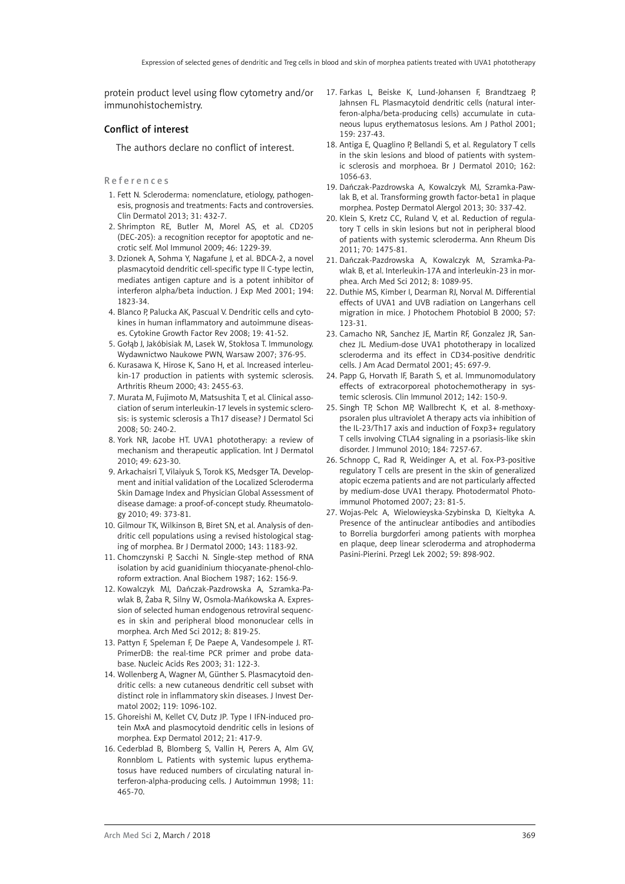protein product level using flow cytometry and/or immunohistochemistry.

### Conflict of interest

The authors declare no conflict of interest.

### References

1. Fett N. Scleroderma: nomenclature, etiology, pathogenesis, prognosis and treatments: Facts and controversies. Clin Dermatol 2013; 31: 432-7.
2. Shrimpton RE, Butler M, Morel AS, et al. CD205 (DEC-205): a recognition receptor for apoptotic and necrotic self. Mol Immunol 2009; 46: 1229-39.
3. Dzionek A, Sohma Y, Nagafune J, et al. BDCA-2, a novel plasmacytoid dendritic cell-specific type II C-type lectin, mediates antigen capture and is a potent inhibitor of interferon alpha/beta induction. J Exp Med 2001; 194: 1823-34.
4. Blanco P, Palucka AK, Pascual V. Dendritic cells and cytokines in human inflammatory and autoimmune diseases. Cytokine Growth Factor Rev 2008; 19: 41-52.
5. Gołąb J, Jakóbisiak M, Lasek W, Stokłosa T. Immunology. Wydawnictwo Naukowe PWN, Warsaw 2007; 376-95.
6. Kurasawa K, Hirose K, Sano H, et al. Increased interleukin-17 production in patients with systemic sclerosis. Arthritis Rheum 2000; 43: 2455-63.
7. Murata M, Fujimoto M, Matsushita T, et al. Clinical association of serum interleukin-17 levels in systemic sclerosis: is systemic sclerosis a Th17 disease? J Dermatol Sci 2008; 50: 240-2.
8. York NR, Jacobe HT. UVA1 phototherapy: a review of mechanism and therapeutic application. Int J Dermatol 2010; 49: 623-30.
9. Arkachaisri T, Vilaiyuk S, Torok KS, Medsger TA. Development and initial validation of the Localized Scleroderma Skin Damage Index and Physician Global Assessment of disease damage: a proof-of-concept study. Rheumatology 2010; 49: 373-81.
10. Gilmour TK, Wilkinson B, Biret SN, et al. Analysis of dendritic cell populations using a revised histological staging of morphea. Br J Dermatol 2000; 143: 1183-92.
11. Chomczynski P, Sacchi N. Single-step method of RNA isolation by acid guanidinium thiocyanate-phenol-chloroform extraction. Anal Biochem 1987; 162: 156-9.
12. Kowalczyk MJ, Dańczak-Pazdrowska A, Szramka-Pawlak B, Żaba R, Silny W, Osmola-Mańkowska A. Expression of selected human endogenous retroviral sequences in skin and peripheral blood mononuclear cells in morphea. Arch Med Sci 2012; 8: 819-25.
13. Pattyn F, Speleman F, De Paepe A, Vandesompele J. RT-PrimerDB: the real-time PCR primer and probe database. Nucleic Acids Res 2003; 31: 122-3.
14. Wollenberg A, Wagner M, Günther S. Plasmacytoid dendritic cells: a new cutaneous dendritic cell subset with distinct role in inflammatory skin diseases. J Invest Dermatol 2002; 119: 1096-102.
15. Ghoreishi M, Kellet CV, Dutz JP. Type I IFN-induced protein MxA and plasmocytoid dendritic cells in lesions of morphea. Exp Dermatol 2012; 21: 417-9.
16. Cederblad B, Blomberg S, Vallin H, Perers A, Alm GV, Ronnblom L. Patients with systemic lupus erythematosus have reduced numbers of circulating natural interferon-alpha-producing cells. J Autoimmun 1998; 11: 465-70.
17. Farkas L, Beiske K, Lund-Johansen F, Brandtzaeg P, Jahnsen FL. Plasmacytoid dendritic cells (natural interferon-alpha/beta-producing cells) accumulate in cutaneous lupus erythematosus lesions. Am J Pathol 2001; 159: 237-43.
18. Antiga E, Quaglino P, Bellandi S, et al. Regulatory T cells in the skin lesions and blood of patients with systemic sclerosis and morphoea. Br J Dermatol 2010; 162: 1056-63.
19. Dańczak-Pazdrowska A, Kowalczyk MJ, Szramka-Pawlak B, et al. Transforming growth factor-beta1 in plaque morphea. Postep Dermatol Alergol 2013; 30: 337-42.
20. Klein S, Kretz CC, Ruland V, et al. Reduction of regulatory T cells in skin lesions but not in peripheral blood of patients with systemic scleroderma. Ann Rheum Dis 2011; 70: 1475-81.
21. Dańczak-Pazdrowska A, Kowalczyk M, Szramka-Pawlak B, et al. Interleukin-17A and interleukin-23 in morphea. Arch Med Sci 2012; 8: 1089-95.
22. Duthie MS, Kimber I, Dearman RJ, Norval M. Differential effects of UVA1 and UVB radiation on Langerhans cell migration in mice. J Photochem Photobiol B 2000; 57: 123-31.
23. Camacho NR, Sanchez JE, Martin RF, Gonzalez JR, Sanchez JL. Medium-dose UVA1 phototherapy in localized scleroderma and its effect in CD34-positive dendritic cells. J Am Acad Dermatol 2001; 45: 697-9.
24. Papp G, Horvath IF, Barath S, et al. Immunomodulatory effects of extracorporeal photochemotherapy in systemic sclerosis. Clin Immunol 2012; 142: 150-9.
25. Singh TP, Schon MP, Wallbrecht K, et al. 8-methoxypsoralen plus ultraviolet A therapy acts via inhibition of the IL-23/Th17 axis and induction of Foxp3+ regulatory T cells involving CTLA4 signaling in a psoriasis-like skin disorder. J Immunol 2010; 184: 7257-67.
26. Schnopp C, Rad R, Weidinger A, et al. Fox-P3-positive regulatory T cells are present in the skin of generalized atopic eczema patients and are not particularly affected by medium-dose UVA1 therapy. Photodermatol Photoimmunol Photomed 2007; 23: 81-5.
27. Wojas-Pelc A, Wielowieyska-Szybinska D, Kieltyka A. Presence of the antinuclear antibodies and antibodies to Borrelia burgdorferi among patients with morphea en plaque, deep linear scleroderma and atrophoderma Pasini-Pierini. Przegl Lek 2002; 59: 898-902.